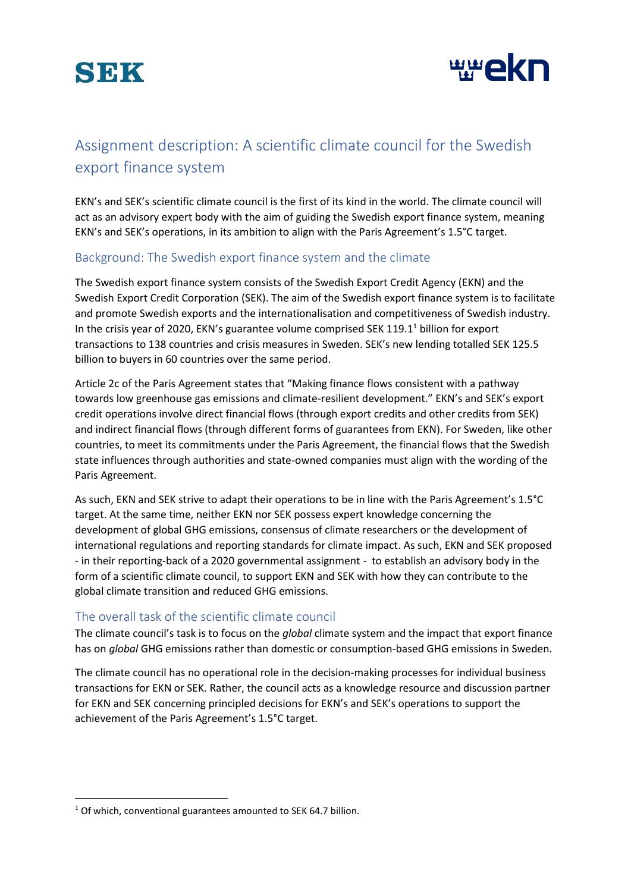# Assignment description: A scientific climate council for the Swedish export finance system

EKN's and SEK's scientific climate council is the first of its kind in the world. The climate council will act as an advisory expert body with the aim of guiding the Swedish export finance system, meaning EKN's and SEK's operations, in its ambition to align with the Paris Agreement's 1.5°C target.

## Background: The Swedish export finance system and the climate

The Swedish export finance system consists of the Swedish Export Credit Agency (EKN) and the Swedish Export Credit Corporation (SEK). The aim of the Swedish export finance system is to facilitate and promote Swedish exports and the internationalisation and competitiveness of Swedish industry. In the crisis year of 2020, EKN's guarantee volume comprised SEK 119.1[1] billion for export transactions to 138 countries and crisis measures in Sweden. SEK's new lending totalled SEK 125.5 billion to buyers in 60 countries over the same period.

Article 2c of the Paris Agreement states that "Making finance flows consistent with a pathway towards low greenhouse gas emissions and climate-resilient development." EKN's and SEK's export credit operations involve direct financial flows (through export credits and other credits from SEK) and indirect financial flows (through different forms of guarantees from EKN). For Sweden, like other countries, to meet its commitments under the Paris Agreement, the financial flows that the Swedish state influences through authorities and state-owned companies must align with the wording of the Paris Agreement.

As such, EKN and SEK strive to adapt their operations to be in line with the Paris Agreement's 1.5°C target. At the same time, neither EKN nor SEK possess expert knowledge concerning the development of global GHG emissions, consensus of climate researchers or the development of international regulations and reporting standards for climate impact. As such, EKN and SEK proposed - in their reporting-back of a 2020 governmental assignment - to establish an advisory body in the form of a scientific climate council, to support EKN and SEK with how they can contribute to the global climate transition and reduced GHG emissions.

## The overall task of the scientific climate council

The climate council's task is to focus on the *global* climate system and the impact that export finance has on *global* GHG emissions rather than domestic or consumption-based GHG emissions in Sweden.

The climate council has no operational role in the decision-making processes for individual business transactions for EKN or SEK. Rather, the council acts as a knowledge resource and discussion partner for EKN and SEK concerning principled decisions for EKN's and SEK's operations to support the achievement of the Paris Agreement's 1.5°C target.

[1] Of which, conventional guarantees amounted to SEK 64.7 billion.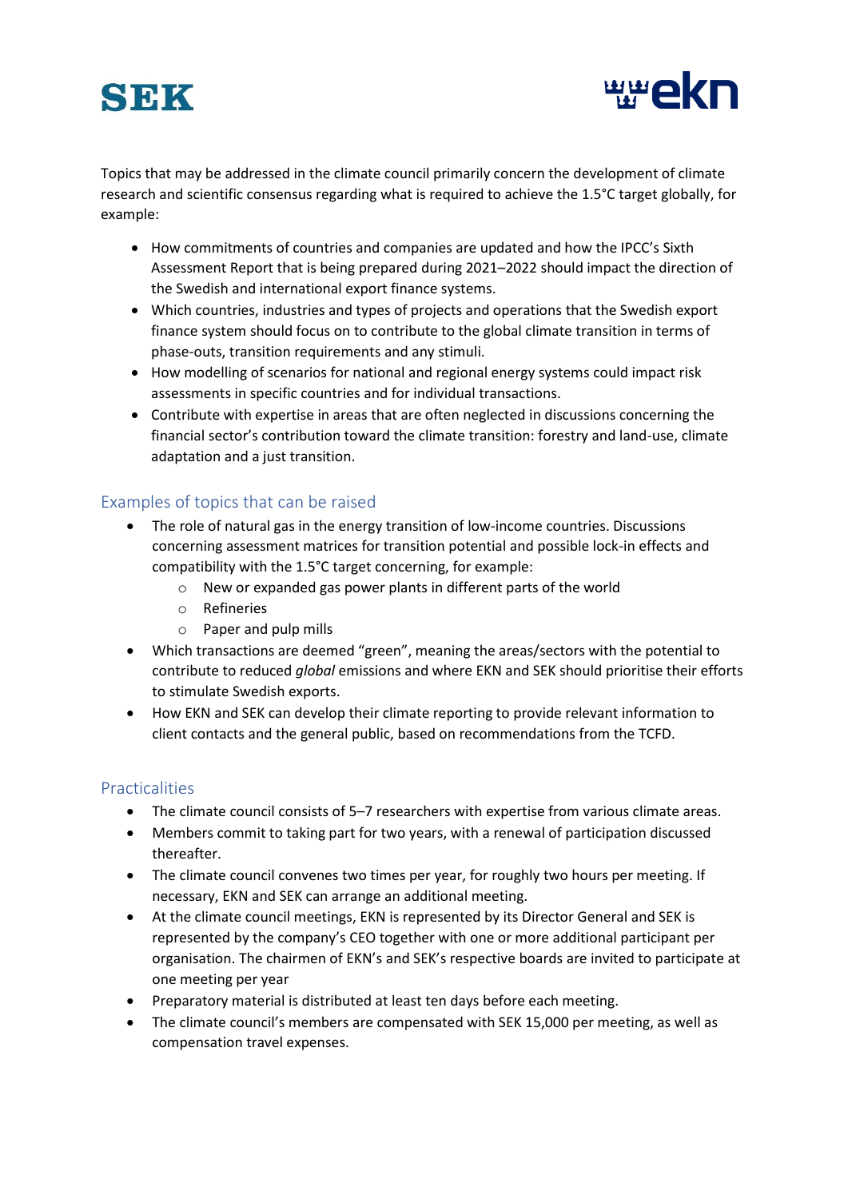Topics that may be addressed in the climate council primarily concern the development of climate research and scientific consensus regarding what is required to achieve the 1.5°C target globally, for example:

- How commitments of countries and companies are updated and how the IPCC's Sixth Assessment Report that is being prepared during 2021–2022 should impact the direction of the Swedish and international export finance systems.
- Which countries, industries and types of projects and operations that the Swedish export finance system should focus on to contribute to the global climate transition in terms of phase-outs, transition requirements and any stimuli.
- How modelling of scenarios for national and regional energy systems could impact risk assessments in specific countries and for individual transactions.
- Contribute with expertise in areas that are often neglected in discussions concerning the financial sector's contribution toward the climate transition: forestry and land-use, climate adaptation and a just transition.

## Examples of topics that can be raised

- The role of natural gas in the energy transition of low-income countries. Discussions concerning assessment matrices for transition potential and possible lock-in effects and compatibility with the 1.5°C target concerning, for example:
    - New or expanded gas power plants in different parts of the world
    - Refineries
    - Paper and pulp mills
- Which transactions are deemed "green", meaning the areas/sectors with the potential to contribute to reduced *global* emissions and where EKN and SEK should prioritise their efforts to stimulate Swedish exports.
- How EKN and SEK can develop their climate reporting to provide relevant information to client contacts and the general public, based on recommendations from the TCFD.

## Practicalities

- The climate council consists of 5–7 researchers with expertise from various climate areas.
- Members commit to taking part for two years, with a renewal of participation discussed thereafter.
- The climate council convenes two times per year, for roughly two hours per meeting. If necessary, EKN and SEK can arrange an additional meeting.
- At the climate council meetings, EKN is represented by its Director General and SEK is represented by the company's CEO together with one or more additional participant per organisation. The chairmen of EKN's and SEK's respective boards are invited to participate at one meeting per year
- Preparatory material is distributed at least ten days before each meeting.
- The climate council's members are compensated with SEK 15,000 per meeting, as well as compensation travel expenses.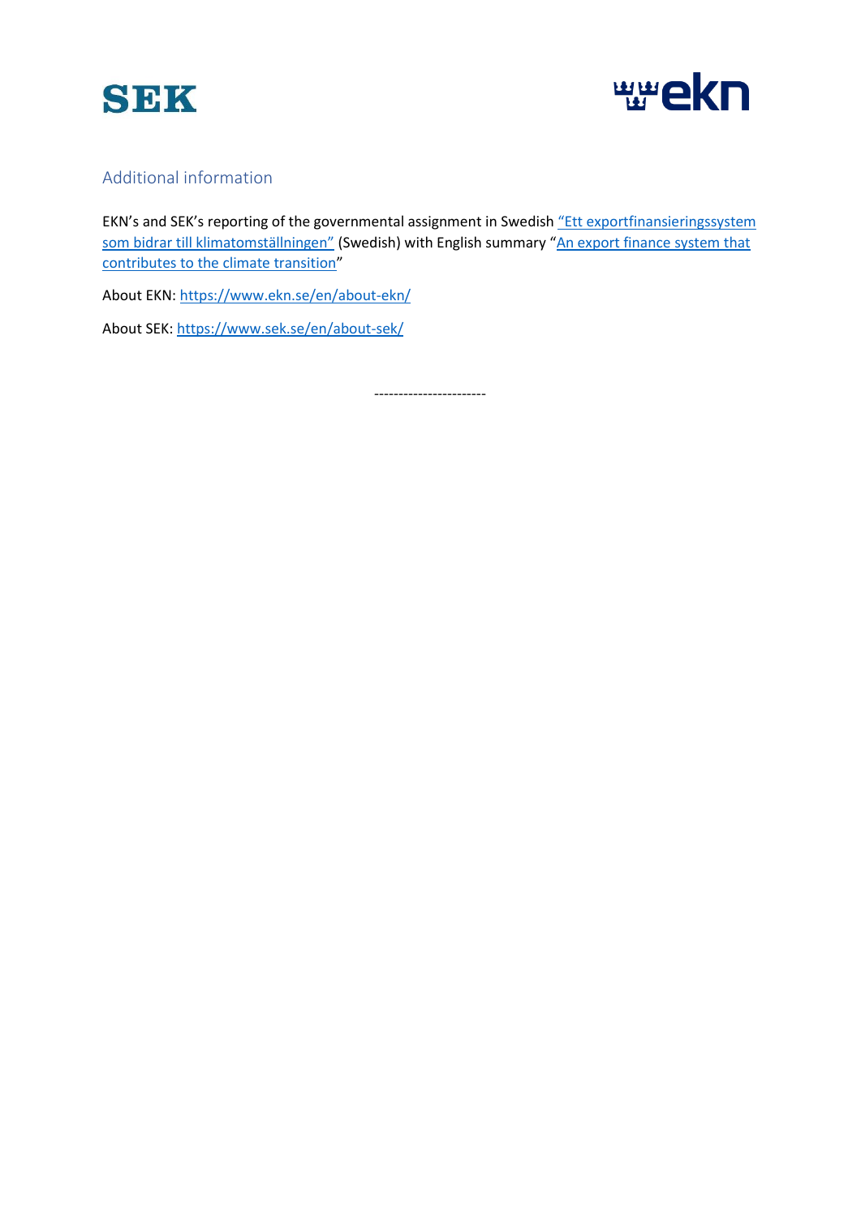## Additional information

EKN's and SEK's reporting of the governmental assignment in Swedish "Ett exportfinansieringssystem som bidrar till klimatomställningen" (Swedish) with English summary "An export finance system that contributes to the climate transition"

About EKN: https://www.ekn.se/en/about-ekn/

About SEK: https://www.sek.se/en/about-sek/

-----------------------